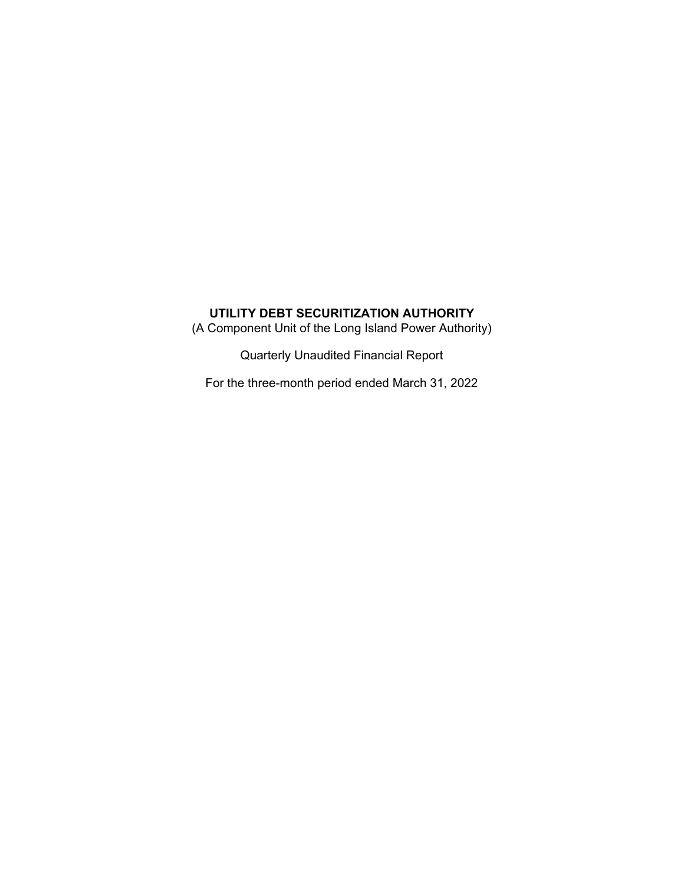# UTILITY DEBT SECURITIZATION AUTHORITY

(A Component Unit of the Long Island Power Authority)

Quarterly Unaudited Financial Report

For the three-month period ended March 31, 2022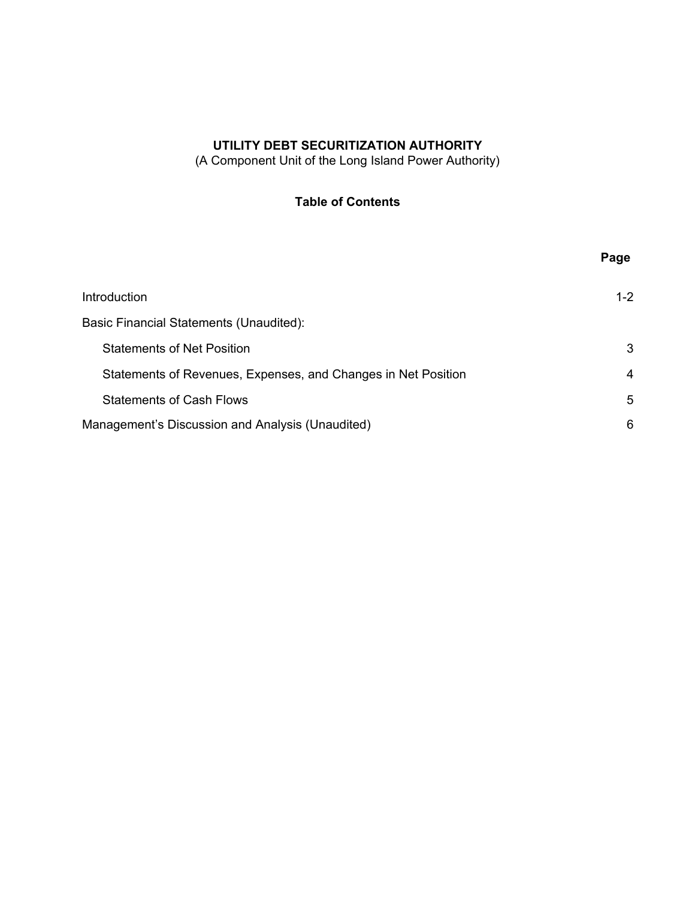**UTILITY DEBT SECURITIZATION AUTHORITY**

(A Component Unit of the Long Island Power Authority)

**Table of Contents**

| | Page |
|---|---|
| Introduction | 1-2 |
| Basic Financial Statements (Unaudited): | |
| Statements of Net Position | 3 |
| Statements of Revenues, Expenses, and Changes in Net Position | 4 |
| Statements of Cash Flows | 5 |
| Management's Discussion and Analysis (Unaudited) | 6 |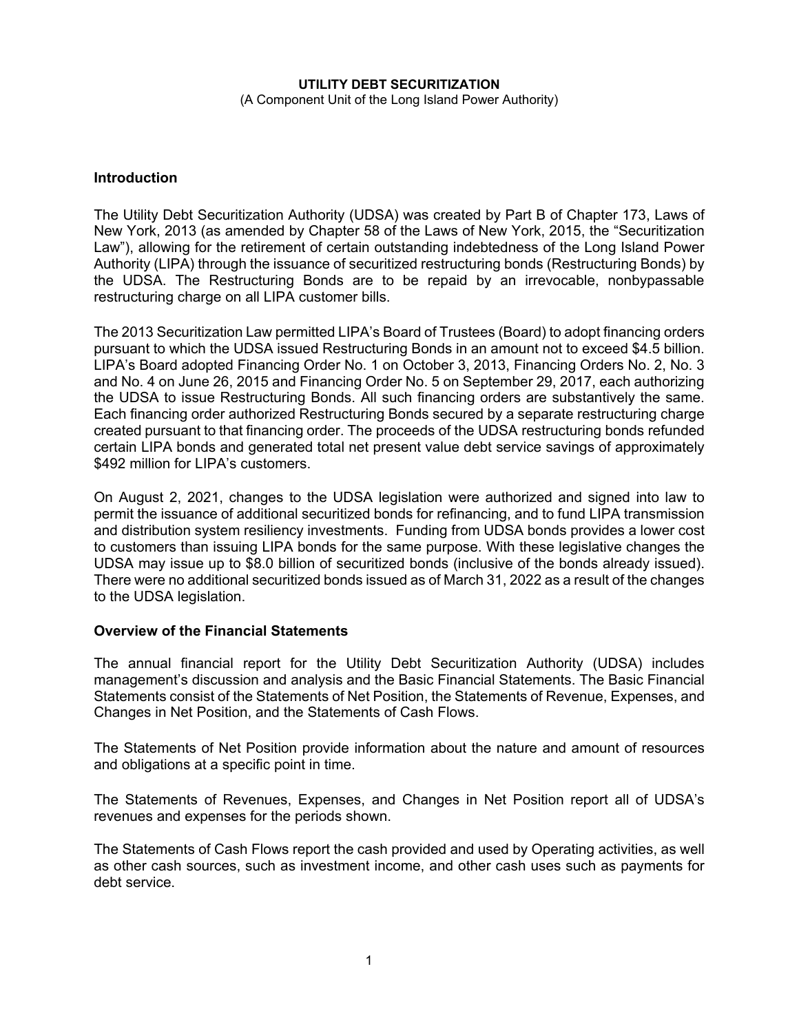**UTILITY DEBT SECURITIZATION**

(A Component Unit of the Long Island Power Authority)

## Introduction

The Utility Debt Securitization Authority (UDSA) was created by Part B of Chapter 173, Laws of New York, 2013 (as amended by Chapter 58 of the Laws of New York, 2015, the "Securitization Law"), allowing for the retirement of certain outstanding indebtedness of the Long Island Power Authority (LIPA) through the issuance of securitized restructuring bonds (Restructuring Bonds) by the UDSA. The Restructuring Bonds are to be repaid by an irrevocable, nonbypassable restructuring charge on all LIPA customer bills.

The 2013 Securitization Law permitted LIPA's Board of Trustees (Board) to adopt financing orders pursuant to which the UDSA issued Restructuring Bonds in an amount not to exceed $4.5 billion. LIPA's Board adopted Financing Order No. 1 on October 3, 2013, Financing Orders No. 2, No. 3 and No. 4 on June 26, 2015 and Financing Order No. 5 on September 29, 2017, each authorizing the UDSA to issue Restructuring Bonds. All such financing orders are substantively the same. Each financing order authorized Restructuring Bonds secured by a separate restructuring charge created pursuant to that financing order. The proceeds of the UDSA restructuring bonds refunded certain LIPA bonds and generated total net present value debt service savings of approximately $492 million for LIPA's customers.

On August 2, 2021, changes to the UDSA legislation were authorized and signed into law to permit the issuance of additional securitized bonds for refinancing, and to fund LIPA transmission and distribution system resiliency investments. Funding from UDSA bonds provides a lower cost to customers than issuing LIPA bonds for the same purpose. With these legislative changes the UDSA may issue up to $8.0 billion of securitized bonds (inclusive of the bonds already issued). There were no additional securitized bonds issued as of March 31, 2022 as a result of the changes to the UDSA legislation.

## Overview of the Financial Statements

The annual financial report for the Utility Debt Securitization Authority (UDSA) includes management's discussion and analysis and the Basic Financial Statements. The Basic Financial Statements consist of the Statements of Net Position, the Statements of Revenue, Expenses, and Changes in Net Position, and the Statements of Cash Flows.

The Statements of Net Position provide information about the nature and amount of resources and obligations at a specific point in time.

The Statements of Revenues, Expenses, and Changes in Net Position report all of UDSA's revenues and expenses for the periods shown.

The Statements of Cash Flows report the cash provided and used by Operating activities, as well as other cash sources, such as investment income, and other cash uses such as payments for debt service.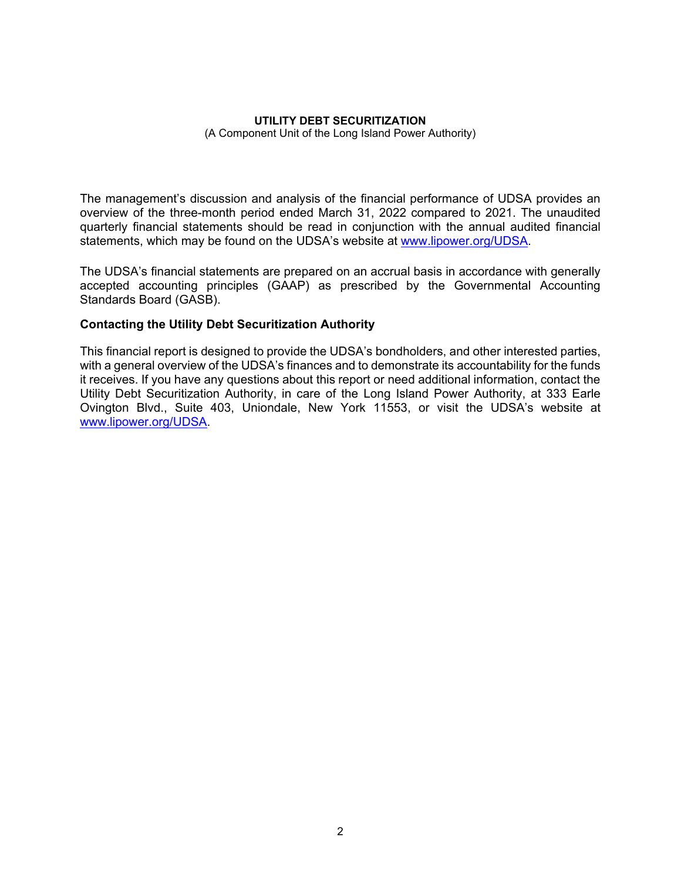**UTILITY DEBT SECURITIZATION**
(A Component Unit of the Long Island Power Authority)

The management's discussion and analysis of the financial performance of UDSA provides an overview of the three-month period ended March 31, 2022 compared to 2021. The unaudited quarterly financial statements should be read in conjunction with the annual audited financial statements, which may be found on the UDSA's website at www.lipower.org/UDSA.

The UDSA's financial statements are prepared on an accrual basis in accordance with generally accepted accounting principles (GAAP) as prescribed by the Governmental Accounting Standards Board (GASB).

**Contacting the Utility Debt Securitization Authority**

This financial report is designed to provide the UDSA's bondholders, and other interested parties, with a general overview of the UDSA's finances and to demonstrate its accountability for the funds it receives. If you have any questions about this report or need additional information, contact the Utility Debt Securitization Authority, in care of the Long Island Power Authority, at 333 Earle Ovington Blvd., Suite 403, Uniondale, New York 11553, or visit the UDSA's website at www.lipower.org/UDSA.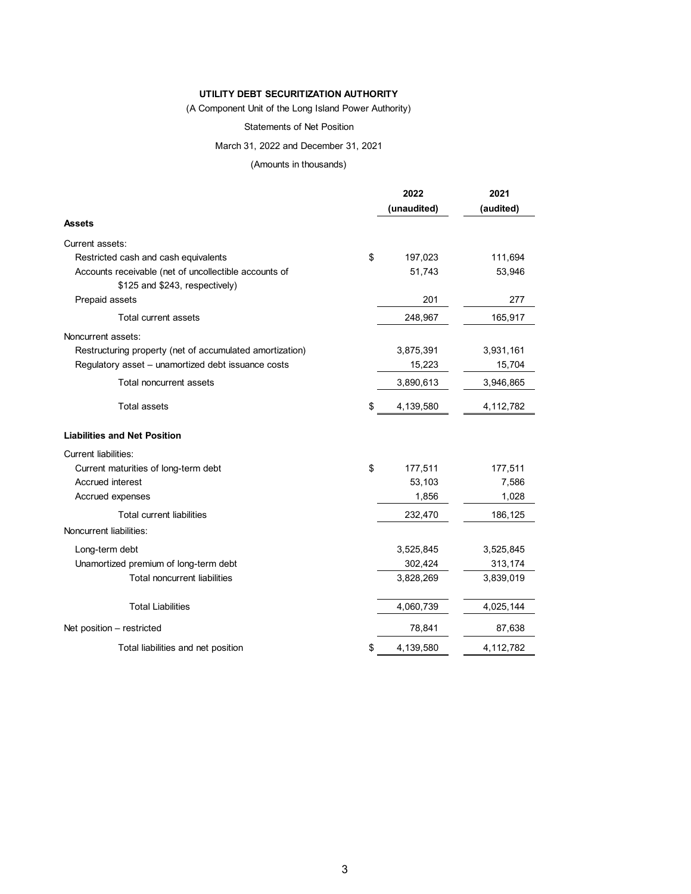**UTILITY DEBT SECURITIZATION AUTHORITY**

(A Component Unit of the Long Island Power Authority)

Statements of Net Position

March 31, 2022 and December 31, 2021

(Amounts in thousands)

| | | 2022 (unaudited) | 2021 (audited) |
|---|---|---|---|
| **Assets** | | | |
| Current assets: | | | |
| Restricted cash and cash equivalents | $ | 197,023 | 111,694 |
| Accounts receivable (net of uncollectible accounts of $125 and $243, respectively) | | 51,743 | 53,946 |
| Prepaid assets | | 201 | 277 |
| Total current assets | | 248,967 | 165,917 |
| Noncurrent assets: | | | |
| Restructuring property (net of accumulated amortization) | | 3,875,391 | 3,931,161 |
| Regulatory asset – unamortized debt issuance costs | | 15,223 | 15,704 |
| Total noncurrent assets | | 3,890,613 | 3,946,865 |
| Total assets | $ | 4,139,580 | 4,112,782 |
| **Liabilities and Net Position** | | | |
| Current liabilities: | | | |
| Current maturities of long-term debt | $ | 177,511 | 177,511 |
| Accrued interest | | 53,103 | 7,586 |
| Accrued expenses | | 1,856 | 1,028 |
| Total current liabilities | | 232,470 | 186,125 |
| Noncurrent liabilities: | | | |
| Long-term debt | | 3,525,845 | 3,525,845 |
| Unamortized premium of long-term debt | | 302,424 | 313,174 |
| Total noncurrent liabilities | | 3,828,269 | 3,839,019 |
| Total Liabilities | | 4,060,739 | 4,025,144 |
| Net position – restricted | | 78,841 | 87,638 |
| Total liabilities and net position | $ | 4,139,580 | 4,112,782 |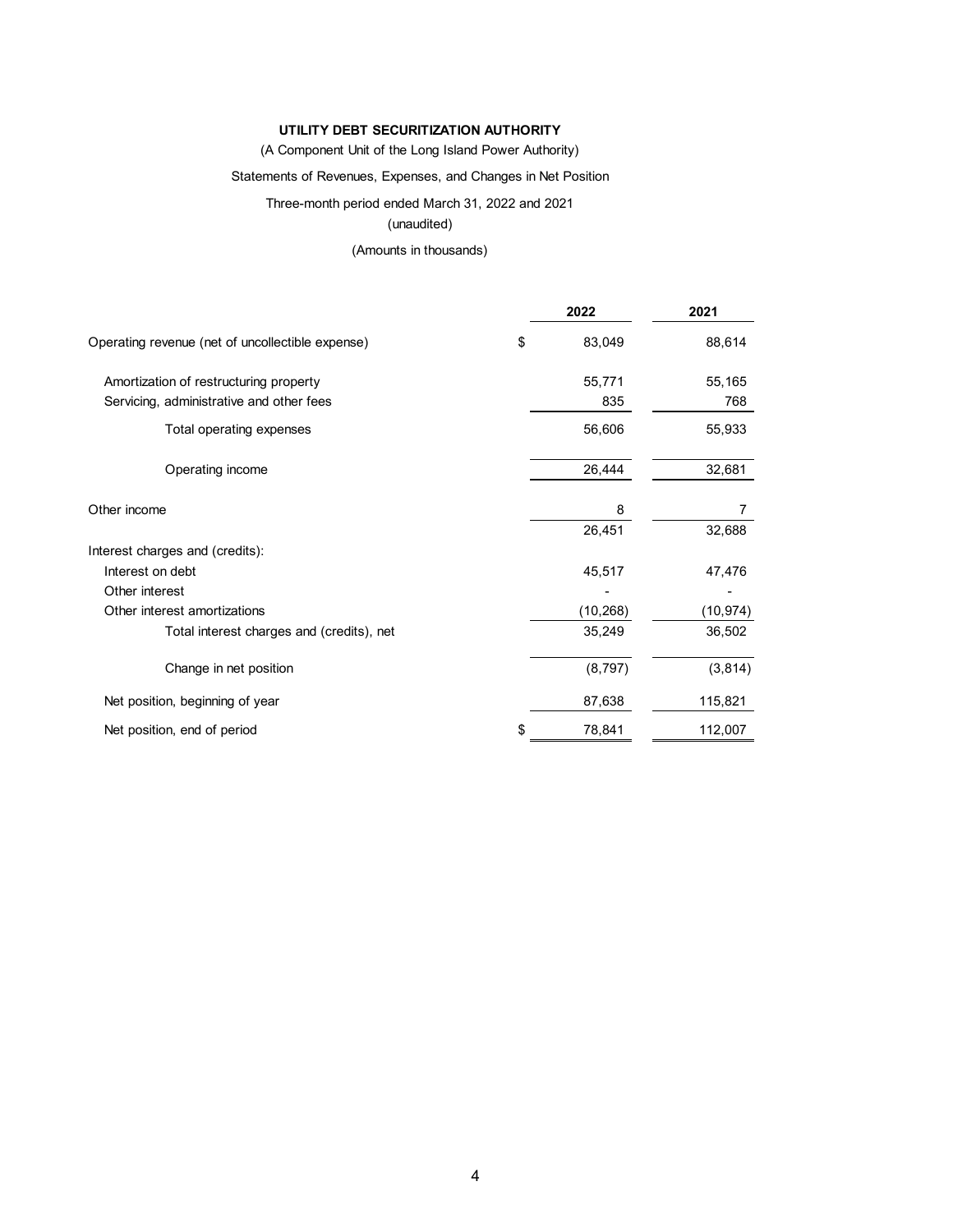**UTILITY DEBT SECURITIZATION AUTHORITY**

(A Component Unit of the Long Island Power Authority)

Statements of Revenues, Expenses, and Changes in Net Position

Three-month period ended March 31, 2022 and 2021

(unaudited)

(Amounts in thousands)

| | | 2022 | 2021 |
|---|---|---|---|
| Operating revenue (net of uncollectible expense) | $ | 83,049 | 88,614 |
| Amortization of restructuring property | | 55,771 | 55,165 |
| Servicing, administrative and other fees | | 835 | 768 |
| Total operating expenses | | 56,606 | 55,933 |
| Operating income | | 26,444 | 32,681 |
| Other income | | 8 | 7 |
| | | 26,451 | 32,688 |
| Interest charges and (credits): | | | |
| Interest on debt | | 45,517 | 47,476 |
| Other interest | | - | - |
| Other interest amortizations | | (10,268) | (10,974) |
| Total interest charges and (credits), net | | 35,249 | 36,502 |
| Change in net position | | (8,797) | (3,814) |
| Net position, beginning of year | | 87,638 | 115,821 |
| Net position, end of period | $ | 78,841 | 112,007 |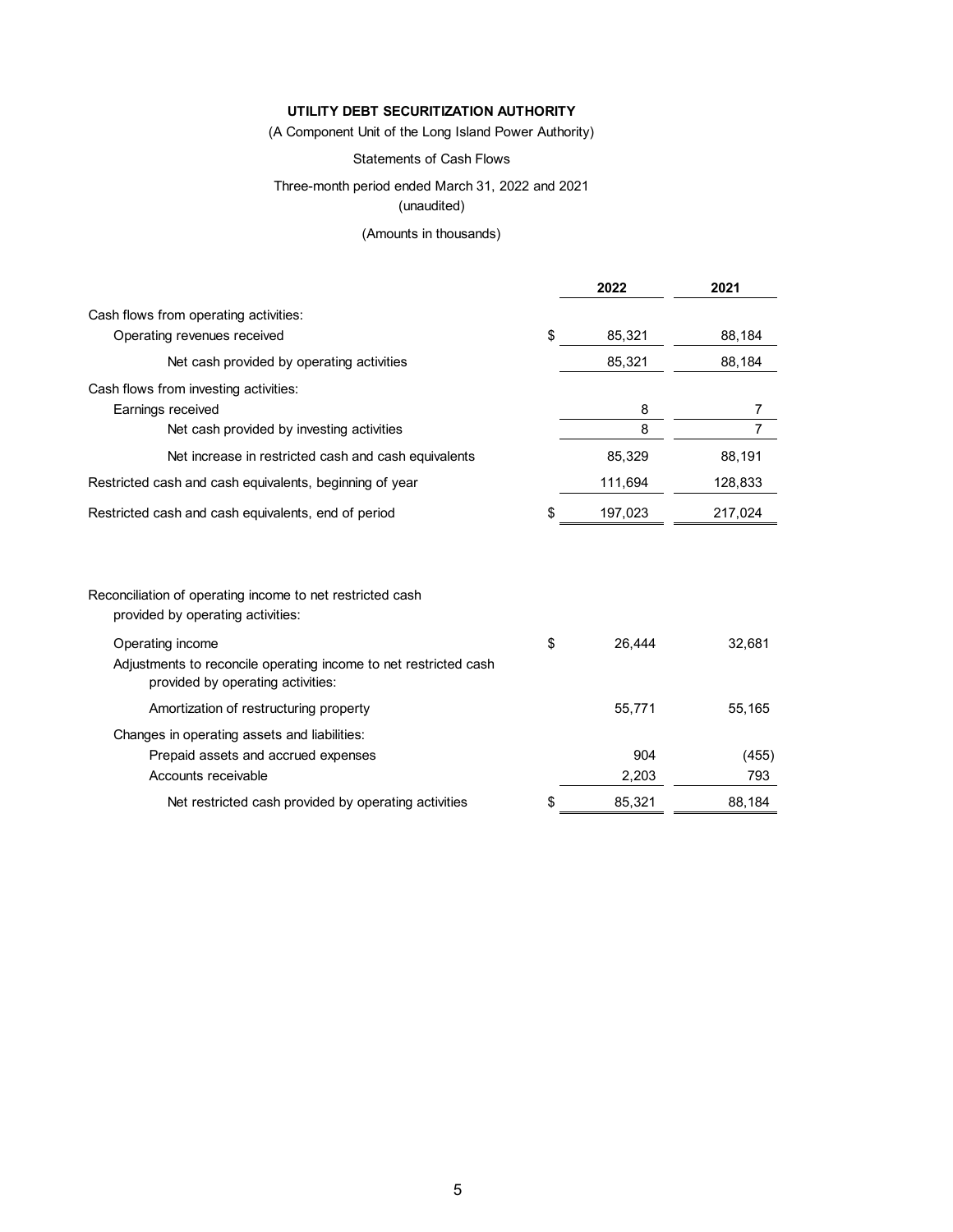**UTILITY DEBT SECURITIZATION AUTHORITY**

(A Component Unit of the Long Island Power Authority)

Statements of Cash Flows

Three-month period ended March 31, 2022 and 2021
(unaudited)

(Amounts in thousands)

| | | 2022 | 2021 |
|---|---|---|---|
| Cash flows from operating activities: | | | |
| Operating revenues received | $ | 85,321 | 88,184 |
| Net cash provided by operating activities | | 85,321 | 88,184 |
| Cash flows from investing activities: | | | |
| Earnings received | | 8 | 7 |
| Net cash provided by investing activities | | 8 | 7 |
| Net increase in restricted cash and cash equivalents | | 85,329 | 88,191 |
| Restricted cash and cash equivalents, beginning of year | | 111,694 | 128,833 |
| Restricted cash and cash equivalents, end of period | $ | 197,023 | 217,024 |

| | | 2022 | 2021 |
|---|---|---|---|
| Reconciliation of operating income to net restricted cash provided by operating activities: | | | |
| Operating income | $ | 26,444 | 32,681 |
| Adjustments to reconcile operating income to net restricted cash provided by operating activities: | | | |
| Amortization of restructuring property | | 55,771 | 55,165 |
| Changes in operating assets and liabilities: | | | |
| Prepaid assets and accrued expenses | | 904 | (455) |
| Accounts receivable | | 2,203 | 793 |
| Net restricted cash provided by operating activities | $ | 85,321 | 88,184 |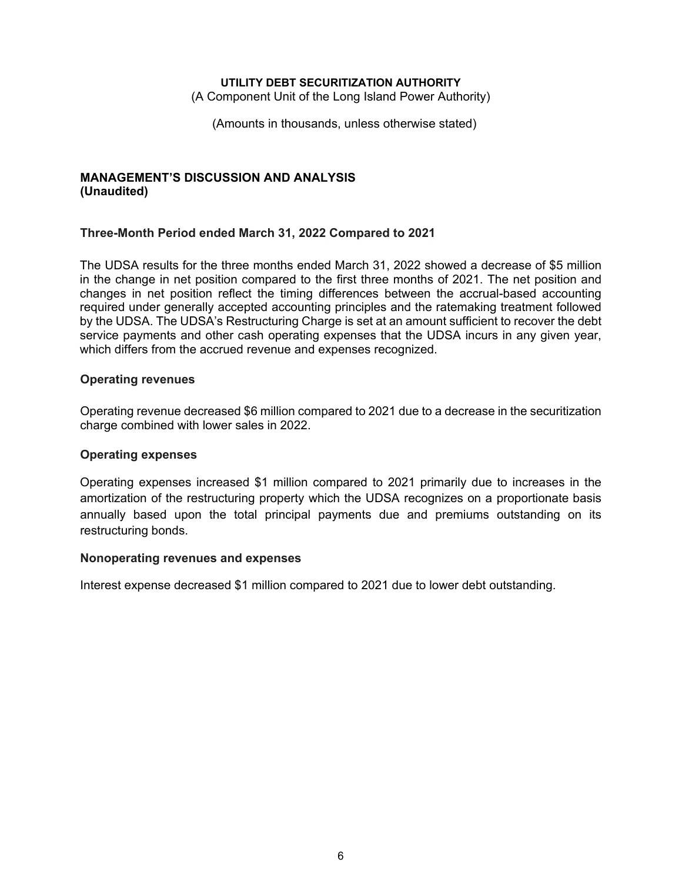**UTILITY DEBT SECURITIZATION AUTHORITY**
(A Component Unit of the Long Island Power Authority)

(Amounts in thousands, unless otherwise stated)

## MANAGEMENT'S DISCUSSION AND ANALYSIS
**(Unaudited)**

### Three-Month Period ended March 31, 2022 Compared to 2021

The UDSA results for the three months ended March 31, 2022 showed a decrease of $5 million in the change in net position compared to the first three months of 2021. The net position and changes in net position reflect the timing differences between the accrual-based accounting required under generally accepted accounting principles and the ratemaking treatment followed by the UDSA. The UDSA's Restructuring Charge is set at an amount sufficient to recover the debt service payments and other cash operating expenses that the UDSA incurs in any given year, which differs from the accrued revenue and expenses recognized.

### Operating revenues

Operating revenue decreased $6 million compared to 2021 due to a decrease in the securitization charge combined with lower sales in 2022.

### Operating expenses

Operating expenses increased $1 million compared to 2021 primarily due to increases in the amortization of the restructuring property which the UDSA recognizes on a proportionate basis annually based upon the total principal payments due and premiums outstanding on its restructuring bonds.

### Nonoperating revenues and expenses

Interest expense decreased $1 million compared to 2021 due to lower debt outstanding.